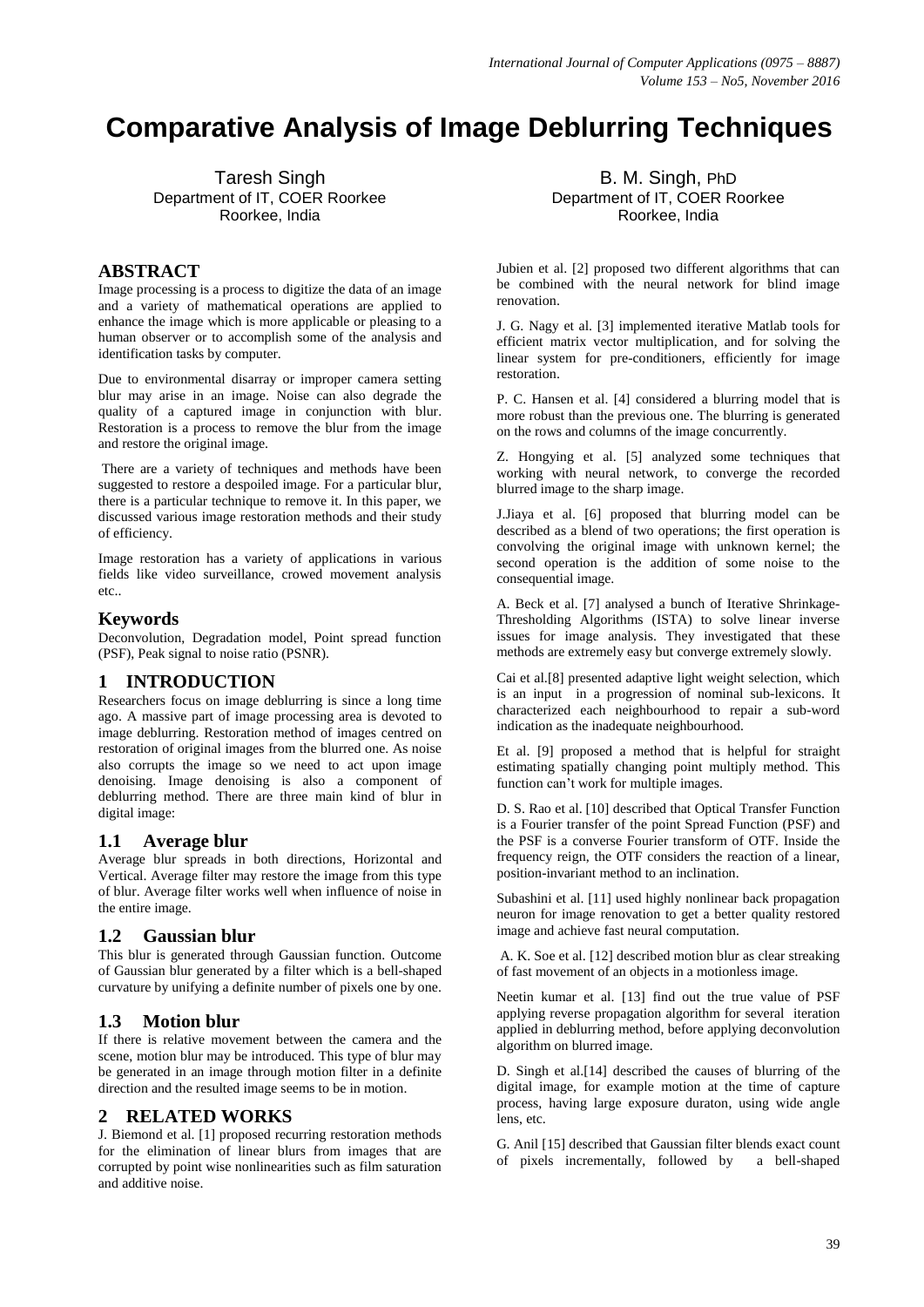# Comparative Analysis of Image Deblurring Techniques

Taresh Singh
Department of IT, COER Roorkee
Roorkee, India

B. M. Singh, PhD
Department of IT, COER Roorkee
Roorkee, India

## ABSTRACT

Image processing is a process to digitize the data of an image and a variety of mathematical operations are applied to enhance the image which is more applicable or pleasing to a human observer or to accomplish some of the analysis and identification tasks by computer.

Due to environmental disarray or improper camera setting blur may arise in an image. Noise can also degrade the quality of a captured image in conjunction with blur. Restoration is a process to remove the blur from the image and restore the original image.

There are a variety of techniques and methods have been suggested to restore a despoiled image. For a particular blur, there is a particular technique to remove it. In this paper, we discussed various image restoration methods and their study of efficiency.

Image restoration has a variety of applications in various fields like video surveillance, crowed movement analysis etc..

### Keywords

Deconvolution, Degradation model, Point spread function (PSF), Peak signal to noise ratio (PSNR).

## 1 INTRODUCTION

Researchers focus on image deblurring is since a long time ago. A massive part of image processing area is devoted to image deblurring. Restoration method of images centred on restoration of original images from the blurred one. As noise also corrupts the image so we need to act upon image denoising. Image denoising is also a component of deblurring method. There are three main kind of blur in digital image:

### 1.1 Average blur

Average blur spreads in both directions, Horizontal and Vertical. Average filter may restore the image from this type of blur. Average filter works well when influence of noise in the entire image.

### 1.2 Gaussian blur

This blur is generated through Gaussian function. Outcome of Gaussian blur generated by a filter which is a bell-shaped curvature by unifying a definite number of pixels one by one.

### 1.3 Motion blur

If there is relative movement between the camera and the scene, motion blur may be introduced. This type of blur may be generated in an image through motion filter in a definite direction and the resulted image seems to be in motion.

## 2 RELATED WORKS

J. Biemond et al. [1] proposed recurring restoration methods for the elimination of linear blurs from images that are corrupted by point wise nonlinearities such as film saturation and additive noise.

Jubien et al. [2] proposed two different algorithms that can be combined with the neural network for blind image renovation.

J. G. Nagy et al. [3] implemented iterative Matlab tools for efficient matrix vector multiplication, and for solving the linear system for pre-conditioners, efficiently for image restoration.

P. C. Hansen et al. [4] considered a blurring model that is more robust than the previous one. The blurring is generated on the rows and columns of the image concurrently.

Z. Hongying et al. [5] analyzed some techniques that working with neural network, to converge the recorded blurred image to the sharp image.

J.Jiaya et al. [6] proposed that blurring model can be described as a blend of two operations; the first operation is convolving the original image with unknown kernel; the second operation is the addition of some noise to the consequential image.

A. Beck et al. [7] analysed a bunch of Iterative Shrinkage-Thresholding Algorithms (ISTA) to solve linear inverse issues for image analysis. They investigated that these methods are extremely easy but converge extremely slowly.

Cai et al.[8] presented adaptive light weight selection, which is an input in a progression of nominal sub-lexicons. It characterized each neighbourhood to repair a sub-word indication as the inadequate neighbourhood.

Et al. [9] proposed a method that is helpful for straight estimating spatially changing point multiply method. This function can't work for multiple images.

D. S. Rao et al. [10] described that Optical Transfer Function is a Fourier transfer of the point Spread Function (PSF) and the PSF is a converse Fourier transform of OTF. Inside the frequency reign, the OTF considers the reaction of a linear, position-invariant method to an inclination.

Subashini et al. [11] used highly nonlinear back propagation neuron for image renovation to get a better quality restored image and achieve fast neural computation.

A. K. Soe et al. [12] described motion blur as clear streaking of fast movement of an objects in a motionless image.

Neetin kumar et al. [13] find out the true value of PSF applying reverse propagation algorithm for several iteration applied in deblurring method, before applying deconvolution algorithm on blurred image.

D. Singh et al.[14] described the causes of blurring of the digital image, for example motion at the time of capture process, having large exposure duraton, using wide angle lens, etc.

G. Anil [15] described that Gaussian filter blends exact count of pixels incrementally, followed by a bell-shaped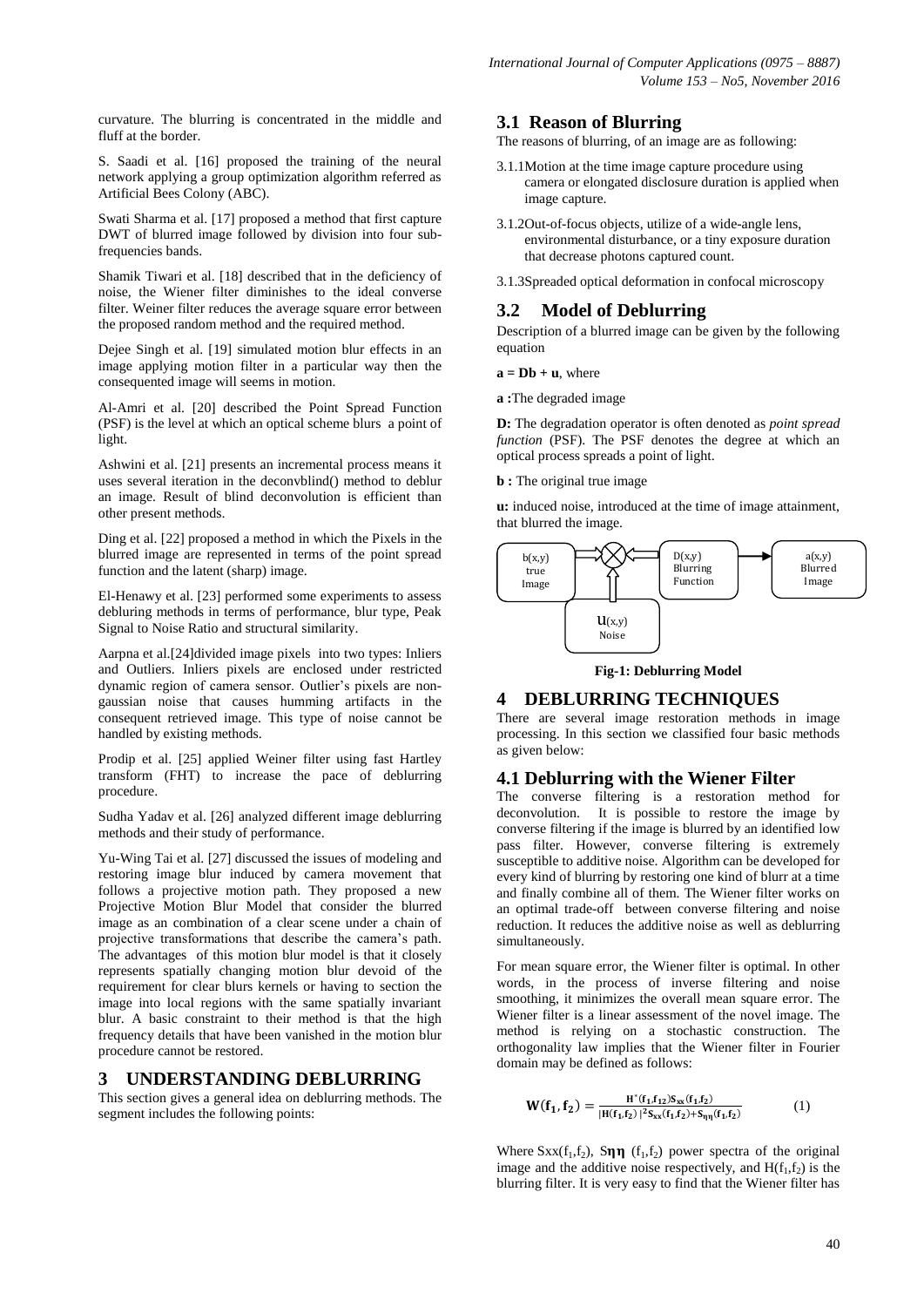curvature. The blurring is concentrated in the middle and fluff at the border.

S. Saadi et al. [16] proposed the training of the neural network applying a group optimization algorithm referred as Artificial Bees Colony (ABC).

Swati Sharma et al. [17] proposed a method that first capture DWT of blurred image followed by division into four sub-frequencies bands.

Shamik Tiwari et al. [18] described that in the deficiency of noise, the Wiener filter diminishes to the ideal converse filter. Weiner filter reduces the average square error between the proposed random method and the required method.

Dejee Singh et al. [19] simulated motion blur effects in an image applying motion filter in a particular way then the consequented image will seems in motion.

Al-Amri et al. [20] described the Point Spread Function (PSF) is the level at which an optical scheme blurs a point of light.

Ashwini et al. [21] presents an incremental process means it uses several iteration in the deconvblind() method to deblur an image. Result of blind deconvolution is efficient than other present methods.

Ding et al. [22] proposed a method in which the Pixels in the blurred image are represented in terms of the point spread function and the latent (sharp) image.

El-Henawy et al. [23] performed some experiments to assess debluring methods in terms of performance, blur type, Peak Signal to Noise Ratio and structural similarity.

Aarpna et al.[24]divided image pixels into two types: Inliers and Outliers. Inliers pixels are enclosed under restricted dynamic region of camera sensor. Outlier's pixels are non-gaussian noise that causes humming artifacts in the consequent retrieved image. This type of noise cannot be handled by existing methods.

Prodip et al. [25] applied Weiner filter using fast Hartley transform (FHT) to increase the pace of deblurring procedure.

Sudha Yadav et al. [26] analyzed different image deblurring methods and their study of performance.

Yu-Wing Tai et al. [27] discussed the issues of modeling and restoring image blur induced by camera movement that follows a projective motion path. They proposed a new Projective Motion Blur Model that consider the blurred image as an combination of a clear scene under a chain of projective transformations that describe the camera's path. The advantages of this motion blur model is that it closely represents spatially changing motion blur devoid of the requirement for clear blurs kernels or having to section the image into local regions with the same spatially invariant blur. A basic constraint to their method is that the high frequency details that have been vanished in the motion blur procedure cannot be restored.

# 3 UNDERSTANDING DEBLURRING

This section gives a general idea on deblurring methods. The segment includes the following points:

## 3.1 Reason of Blurring

The reasons of blurring, of an image are as following:

3.1.1Motion at the time image capture procedure using camera or elongated disclosure duration is applied when image capture.

3.1.2Out-of-focus objects, utilize of a wide-angle lens, environmental disturbance, or a tiny exposure duration that decrease photons captured count.

3.1.3Spreaded optical deformation in confocal microscopy

## 3.2 Model of Deblurring

Description of a blurred image can be given by the following equation

$\mathbf{a = Db + u}$, where

**a :**The degraded image

**D:** The degradation operator is often denoted as *point spread function* (PSF). The PSF denotes the degree at which an optical process spreads a point of light.

**b :** The original true image

**u:** induced noise, introduced at the time of image attainment, that blurred the image.

b(x,y) true Image → ⊗ ← D(x,y) Blurring Function → a(x,y) Blurred Image; u(x,y) Noise → ⊗

**Fig-1: Deblurring Model**

# 4 DEBLURRING TECHNIQUES

There are several image restoration methods in image processing. In this section we classified four basic methods as given below:

## 4.1 Deblurring with the Wiener Filter

The converse filtering is a restoration method for deconvolution. It is possible to restore the image by converse filtering if the image is blurred by an identified low pass filter. However, converse filtering is extremely susceptible to additive noise. Algorithm can be developed for every kind of blurring by restoring one kind of blurr at a time and finally combine all of them. The Wiener filter works on an optimal trade-off between converse filtering and noise reduction. It reduces the additive noise as well as deblurring simultaneously.

For mean square error, the Wiener filter is optimal. In other words, in the process of inverse filtering and noise smoothing, it minimizes the overall mean square error. The Wiener filter is a linear assessment of the novel image. The method is relying on a stochastic construction. The orthogonality law implies that the Wiener filter in Fourier domain may be defined as follows:

$$\mathbf{W(f_1, f_2)} = \frac{\mathbf{H^*(f_1,f_{12})S_{xx}(f_1,f_2)}}{\mathbf{|H(f_1,f_2)|^2S_{xx}(f_1,f_2)+S_{\eta\eta}(f_1,f_2)}} \qquad (1)$$

Where $Sxx(f_1,f_2)$, $S\boldsymbol{\eta\eta}$ $(f_1,f_2)$ power spectra of the original image and the additive noise respectively, and $H(f_1,f_2)$ is the blurring filter. It is very easy to find that the Wiener filter has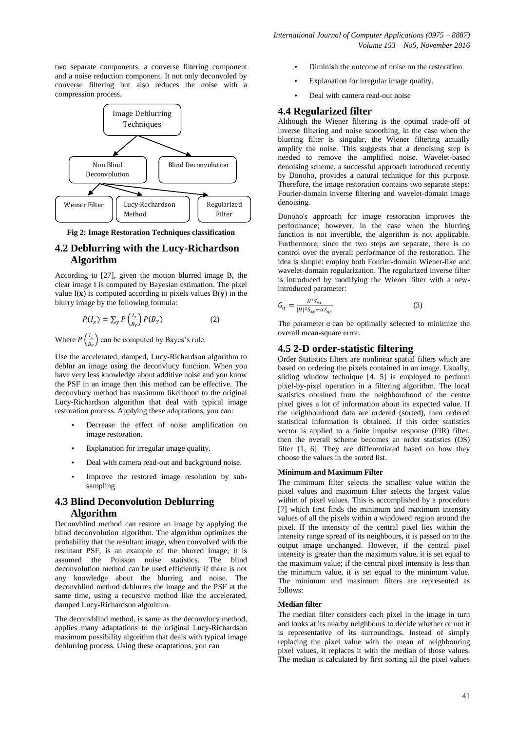two separate components, a converse filtering component and a noise reduction component. It not only deconvoled by converse filtering but also reduces the noise with a compression process.

Image Deblurring Techniques

Non Blind Deconvolution

Blind Deconvolution

Weiner Filter

Lucy-Rechardson Method

Regularized Filter

**Fig 2: Image Restoration Techniques classification**

## 4.2 Deblurring with the Lucy-Richardson Algorithm

According to [27], given the motion blurred image B, the clear image I is computed by Bayesian estimation. The pixel value I(**x**) is computed according to pixels values B(**y**) in the blurry image by the following formula:

$$P(I_x) = \sum_y P\left(\frac{I_x}{B_Y}\right) P(B_Y) \qquad (2)$$

Where $P\left(\frac{I_x}{B_Y}\right)$ can be computed by Bayes's rule.

Use the accelerated, damped, Lucy-Richardson algorithm to deblur an image using the deconvlucy function. When you have very less knowledge about additive noise and you know the PSF in an image then this method can be effective. The deconvlucy method has maximum likelihood to the original Lucy-Richardson algorithm that deal with typical image restoration process. Applying these adaptations, you can:

- Decrease the effect of noise amplification on image restoration.
- Explanation for irregular image quality.
- Deal with camera read-out and background noise.
- Improve the restored image resolution by sub-sampling

## 4.3 Blind Deconvolution Deblurring Algorithm

Deconvblind method can restore an image by applying the blind deconvolution algorithm. The algorithm optimizes the probability that the resultant image, when convolved with the resultant PSF, is an example of the blurred image, it is assumed the Poisson noise statistics. The blind deconvolution method can be used efficiently if there is not any knowledge about the blurring and noise. The deconvblind method deblurres the image and the PSF at the same time, using a recursive method like the accelerated, damped Lucy-Richardson algorithm.

The deconvblind method, is same as the deconvlucy method, applies many adaptations to the original Lucy-Richardson maximum possibility algorithm that deals with typical image deblurring process. Using these adaptations, you can

- Diminish the outcome of noise on the restoration
- Explanation for irregular image quality.
- Deal with camera read-out noise

## 4.4 Regularized filter

Although the Wiener filtering is the optimal trade-off of inverse filtering and noise smoothing, in the case when the blurring filter is singular, the Wiener filtering actually amplify the noise. This suggests that a denoising step is needed to remove the amplified noise. Wavelet-based denoising scheme, a successful approach introduced recently by Donoho, provides a natural technique for this purpose. Therefore, the image restoration contains two separate steps: Fourier-domain inverse filtering and wavelet-domain image denoising.

Donoho's approach for image restoration improves the performance; however, in the case when the blurring function is not invertible, the algorithm is not applicable. Furthermore, since the two steps are separate, there is no control over the overall performance of the restoration. The idea is simple: employ both Fourier-domain Wiener-like and wavelet-domain regularization. The regularized inverse filter is introduced by modifying the Wiener filter with a new-introduced parameter:

$$G_\alpha = \frac{H^* S_{xx}}{|H|^2 S_{xx} + \alpha S_{\eta\eta}} \qquad (3)$$

The parameter $\alpha$ can be optimally selected to minimize the overall mean-square error.

## 4.5 2-D order-statistic filtering

Order Statistics filters are nonlinear spatial filters which are based on ordering the pixels contained in an image. Usually, sliding window technique [4, 5] is employed to perform pixel-by-pixel operation in a filtering algorithm. The local statistics obtained from the neighbourhood of the centre pixel gives a lot of information about its expected value. If the neighbourhood data are ordered (sorted), then ordered statistical information is obtained. If this order statistics vector is applied to a finite impulse response (FIR) filter, then the overall scheme becomes an order statistics (OS) filter [1, 6]. They are differentiated based on how they choose the values in the sorted list.

**Minimum and Maximum Filter**

The minimum filter selects the smallest value within the pixel values and maximum filter selects the largest value within of pixel values. This is accomplished by a procedure [7] which first finds the minimum and maximum intensity values of all the pixels within a windowed region around the pixel. If the intensity of the central pixel lies within the intensity range spread of its neighbours, it is passed on to the output image unchanged. However, if the central pixel intensity is greater than the maximum value, it is set equal to the maximum value; if the central pixel intensity is less than the minimum value, it is set equal to the minimum value. The minimum and maximum filters are represented as follows:

**Median filter**

The median filter considers each pixel in the image in turn and looks at its nearby neighbours to decide whether or not it is representative of its surroundings. Instead of simply replacing the pixel value with the mean of neighbouring pixel values, it replaces it with the median of those values. The median is calculated by first sorting all the pixel values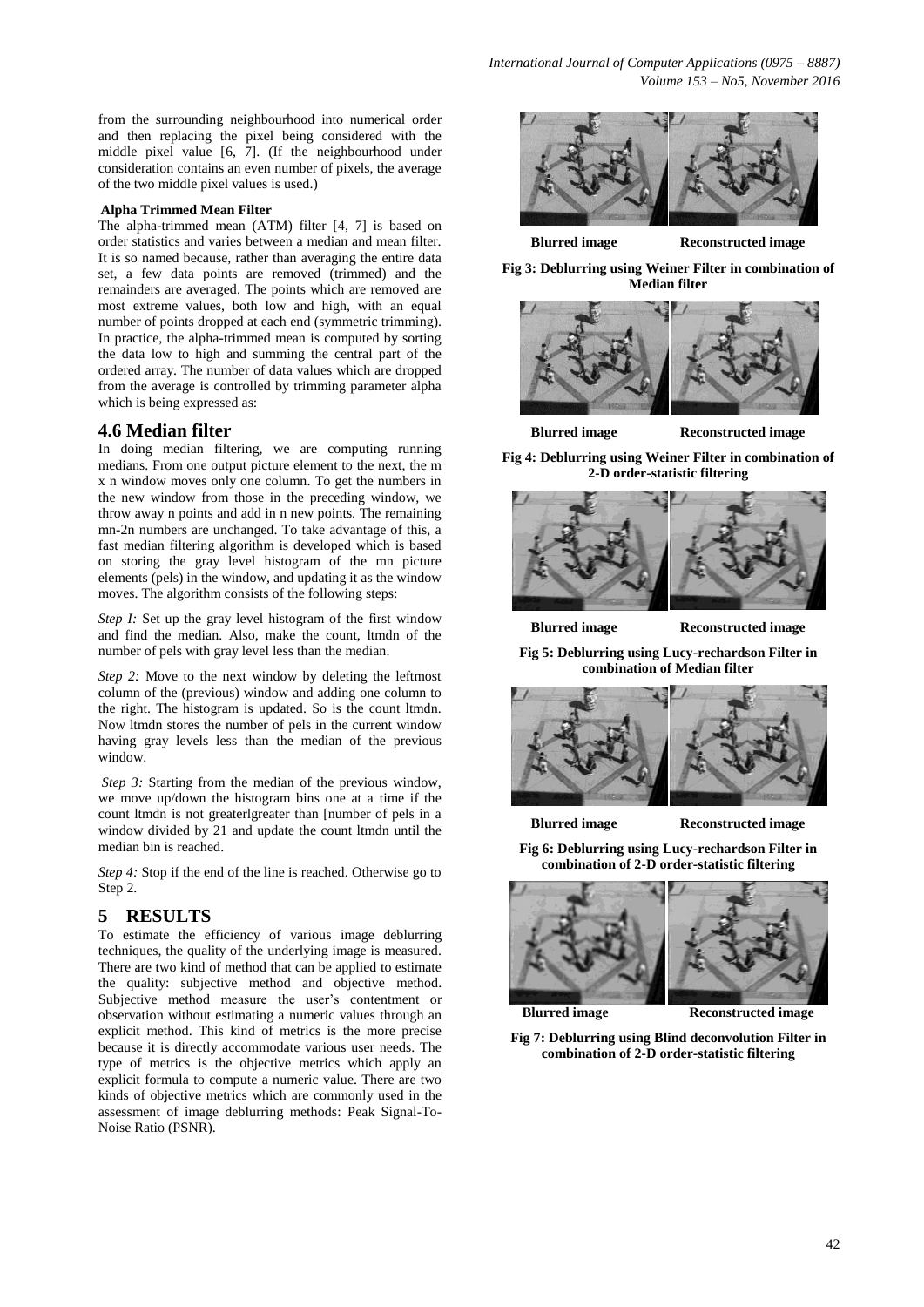from the surrounding neighbourhood into numerical order and then replacing the pixel being considered with the middle pixel value [6, 7]. (If the neighbourhood under consideration contains an even number of pixels, the average of the two middle pixel values is used.)

**Alpha Trimmed Mean Filter**

The alpha-trimmed mean (ATM) filter [4, 7] is based on order statistics and varies between a median and mean filter. It is so named because, rather than averaging the entire data set, a few data points are removed (trimmed) and the remainders are averaged. The points which are removed are most extreme values, both low and high, with an equal number of points dropped at each end (symmetric trimming). In practice, the alpha-trimmed mean is computed by sorting the data low to high and summing the central part of the ordered array. The number of data values which are dropped from the average is controlled by trimming parameter alpha which is being expressed as:

## 4.6 Median filter

In doing median filtering, we are computing running medians. From one output picture element to the next, the m x n window moves only one column. To get the numbers in the new window from those in the preceding window, we throw away n points and add in n new points. The remaining mn-2n numbers are unchanged. To take advantage of this, a fast median filtering algorithm is developed which is based on storing the gray level histogram of the mn picture elements (pels) in the window, and updating it as the window moves. The algorithm consists of the following steps:

*Step I:* Set up the gray level histogram of the first window and find the median. Also, make the count, ltmdn of the number of pels with gray level less than the median.

*Step 2:* Move to the next window by deleting the leftmost column of the (previous) window and adding one column to the right. The histogram is updated. So is the count ltmdn. Now ltmdn stores the number of pels in the current window having gray levels less than the median of the previous window.

*Step 3:* Starting from the median of the previous window, we move up/down the histogram bins one at a time if the count ltmdn is not greaterlgreater than [number of pels in a window divided by 21 and update the count ltmdn until the median bin is reached.

*Step 4:* Stop if the end of the line is reached. Otherwise go to Step 2.

# 5 RESULTS

To estimate the efficiency of various image deblurring techniques, the quality of the underlying image is measured. There are two kind of method that can be applied to estimate the quality: subjective method and objective method. Subjective method measure the user's contentment or observation without estimating a numeric values through an explicit method. This kind of metrics is the more precise because it is directly accommodate various user needs. The type of metrics is the objective metrics which apply an explicit formula to compute a numeric value. There are two kinds of objective metrics which are commonly used in the assessment of image deblurring methods: Peak Signal-To-Noise Ratio (PSNR).

Blurred image Reconstructed image

**Fig 3: Deblurring using Weiner Filter in combination of Median filter**

Blurred image Reconstructed image

**Fig 4: Deblurring using Weiner Filter in combination of 2-D order-statistic filtering**

Blurred image Reconstructed image

**Fig 5: Deblurring using Lucy-rechardson Filter in combination of Median filter**

Blurred image Reconstructed image

**Fig 6: Deblurring using Lucy-rechardson Filter in combination of 2-D order-statistic filtering**

Blurred image Reconstructed image

**Fig 7: Deblurring using Blind deconvolution Filter in combination of 2-D order-statistic filtering**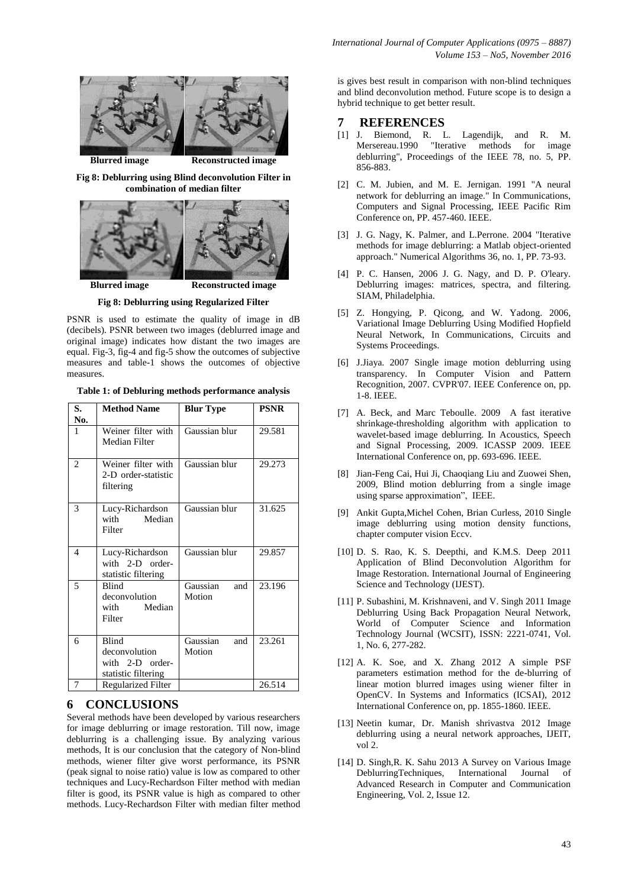Blurred image Reconstructed image

**Fig 8: Deblurring using Blind deconvolution Filter in combination of median filter**

Blurred image Reconstructed image

**Fig 8: Deblurring using Regularized Filter**

PSNR is used to estimate the quality of image in dB (decibels). PSNR between two images (deblurred image and original image) indicates how distant the two images are equal. Fig-3, fig-4 and fig-5 show the outcomes of subjective measures and table-1 shows the outcomes of objective measures.

**Table 1: of Debluring methods performance analysis**

| S. No. | Method Name | Blur Type | PSNR |
|---|---|---|---|
| 1 | Weiner filter with Median Filter | Gaussian blur | 29.581 |
| 2 | Weiner filter with 2-D order-statistic filtering | Gaussian blur | 29.273 |
| 3 | Lucy-Richardson with Median Filter | Gaussian blur | 31.625 |
| 4 | Lucy-Richardson with 2-D order-statistic filtering | Gaussian blur | 29.857 |
| 5 | Blind deconvolution with Median Filter | Gaussian and Motion | 23.196 |
| 6 | Blind deconvolution with 2-D order-statistic filtering | Gaussian and Motion | 23.261 |
| 7 | Regularized Filter | | 26.514 |

## 6 CONCLUSIONS

Several methods have been developed by various researchers for image deblurring or image restoration. Till now, image deblurring is a challenging issue. By analyzing various methods, It is our conclusion that the category of Non-blind methods, wiener filter give worst performance, its PSNR (peak signal to noise ratio) value is low as compared to other techniques and Lucy-Rechardson Filter method with median filter is good, its PSNR value is high as compared to other methods. Lucy-Rechardson Filter with median filter method is gives best result in comparison with non-blind techniques and blind deconvolution method. Future scope is to design a hybrid technique to get better result.

## 7 REFERENCES

[1] J. Biemond, R. L. Lagendijk, and R. M. Mersereau.1990 "Iterative methods for image deblurring", Proceedings of the IEEE 78, no. 5, PP. 856-883.

[2] C. M. Jubien, and M. E. Jernigan. 1991 "A neural network for deblurring an image." In Communications, Computers and Signal Processing, IEEE Pacific Rim Conference on, PP. 457-460. IEEE.

[3] J. G. Nagy, K. Palmer, and L.Perrone. 2004 "Iterative methods for image deblurring: a Matlab object-oriented approach." Numerical Algorithms 36, no. 1, PP. 73-93.

[4] P. C. Hansen, 2006 J. G. Nagy, and D. P. O'leary. Deblurring images: matrices, spectra, and filtering. SIAM, Philadelphia.

[5] Z. Hongying, P. Qicong, and W. Yadong. 2006, Variational Image Deblurring Using Modified Hopfield Neural Network, In Communications, Circuits and Systems Proceedings.

[6] J.Jiaya. 2007 Single image motion deblurring using transparency. In Computer Vision and Pattern Recognition, 2007. CVPR'07. IEEE Conference on, pp. 1-8. IEEE.

[7] A. Beck, and Marc Teboulle. 2009 A fast iterative shrinkage-thresholding algorithm with application to wavelet-based image deblurring. In Acoustics, Speech and Signal Processing, 2009. ICASSP 2009. IEEE International Conference on, pp. 693-696. IEEE.

[8] Jian-Feng Cai, Hui Ji, Chaoqiang Liu and Zuowei Shen, 2009, Blind motion deblurring from a single image using sparse approximation", IEEE.

[9] Ankit Gupta,Michel Cohen, Brian Curless, 2010 Single image deblurring using motion density functions, chapter computer vision Eccv.

[10] D. S. Rao, K. S. Deepthi, and K.M.S. Deep 2011 Application of Blind Deconvolution Algorithm for Image Restoration. International Journal of Engineering Science and Technology (IJEST).

[11] P. Subashini, M. Krishnaveni, and V. Singh 2011 Image Deblurring Using Back Propagation Neural Network, World of Computer Science and Information Technology Journal (WCSIT), ISSN: 2221-0741, Vol. 1, No. 6, 277-282.

[12] A. K. Soe, and X. Zhang 2012 A simple PSF parameters estimation method for the de-blurring of linear motion blurred images using wiener filter in OpenCV. In Systems and Informatics (ICSAI), 2012 International Conference on, pp. 1855-1860. IEEE.

[13] Neetin kumar, Dr. Manish shrivastva 2012 Image deblurring using a neural network approaches, IJEIT, vol 2.

[14] D. Singh,R. K. Sahu 2013 A Survey on Various Image DeblurringTechniques, International Journal of Advanced Research in Computer and Communication Engineering, Vol. 2, Issue 12.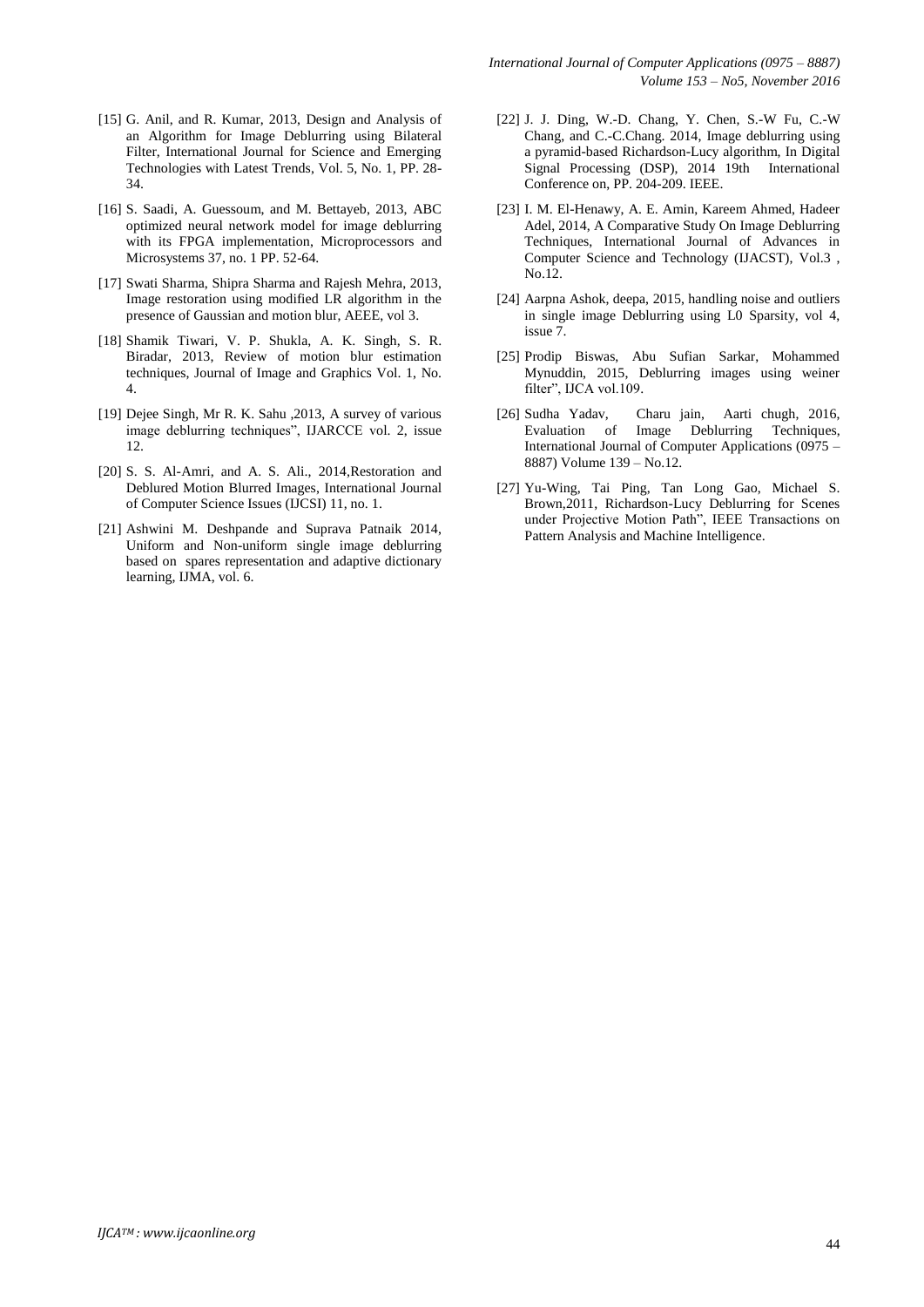[15] G. Anil, and R. Kumar, 2013, Design and Analysis of an Algorithm for Image Deblurring using Bilateral Filter, International Journal for Science and Emerging Technologies with Latest Trends, Vol. 5, No. 1, PP. 28-34.

[16] S. Saadi, A. Guessoum, and M. Bettayeb, 2013, ABC optimized neural network model for image deblurring with its FPGA implementation, Microprocessors and Microsystems 37, no. 1 PP. 52-64.

[17] Swati Sharma, Shipra Sharma and Rajesh Mehra, 2013, Image restoration using modified LR algorithm in the presence of Gaussian and motion blur, AEEE, vol 3.

[18] Shamik Tiwari, V. P. Shukla, A. K. Singh, S. R. Biradar, 2013, Review of motion blur estimation techniques, Journal of Image and Graphics Vol. 1, No. 4.

[19] Dejee Singh, Mr R. K. Sahu ,2013, A survey of various image deblurring techniques", IJARCCE vol. 2, issue 12.

[20] S. S. Al-Amri, and A. S. Ali., 2014,Restoration and Deblured Motion Blurred Images, International Journal of Computer Science Issues (IJCSI) 11, no. 1.

[21] Ashwini M. Deshpande and Suprava Patnaik 2014, Uniform and Non-uniform single image deblurring based on spares representation and adaptive dictionary learning, IJMA, vol. 6.

[22] J. J. Ding, W.-D. Chang, Y. Chen, S.-W Fu, C.-W Chang, and C.-C.Chang. 2014, Image deblurring using a pyramid-based Richardson-Lucy algorithm, In Digital Signal Processing (DSP), 2014 19th International Conference on, PP. 204-209. IEEE.

[23] I. M. El-Henawy, A. E. Amin, Kareem Ahmed, Hadeer Adel, 2014, A Comparative Study On Image Deblurring Techniques, International Journal of Advances in Computer Science and Technology (IJACST), Vol.3 , No.12.

[24] Aarpna Ashok, deepa, 2015, handling noise and outliers in single image Deblurring using L0 Sparsity, vol 4, issue 7.

[25] Prodip Biswas, Abu Sufian Sarkar, Mohammed Mynuddin, 2015, Deblurring images using weiner filter", IJCA vol.109.

[26] Sudha Yadav, Charu jain, Aarti chugh, 2016, Evaluation of Image Deblurring Techniques, International Journal of Computer Applications (0975 – 8887) Volume 139 – No.12.

[27] Yu-Wing, Tai Ping, Tan Long Gao, Michael S. Brown,2011, Richardson-Lucy Deblurring for Scenes under Projective Motion Path", IEEE Transactions on Pattern Analysis and Machine Intelligence.